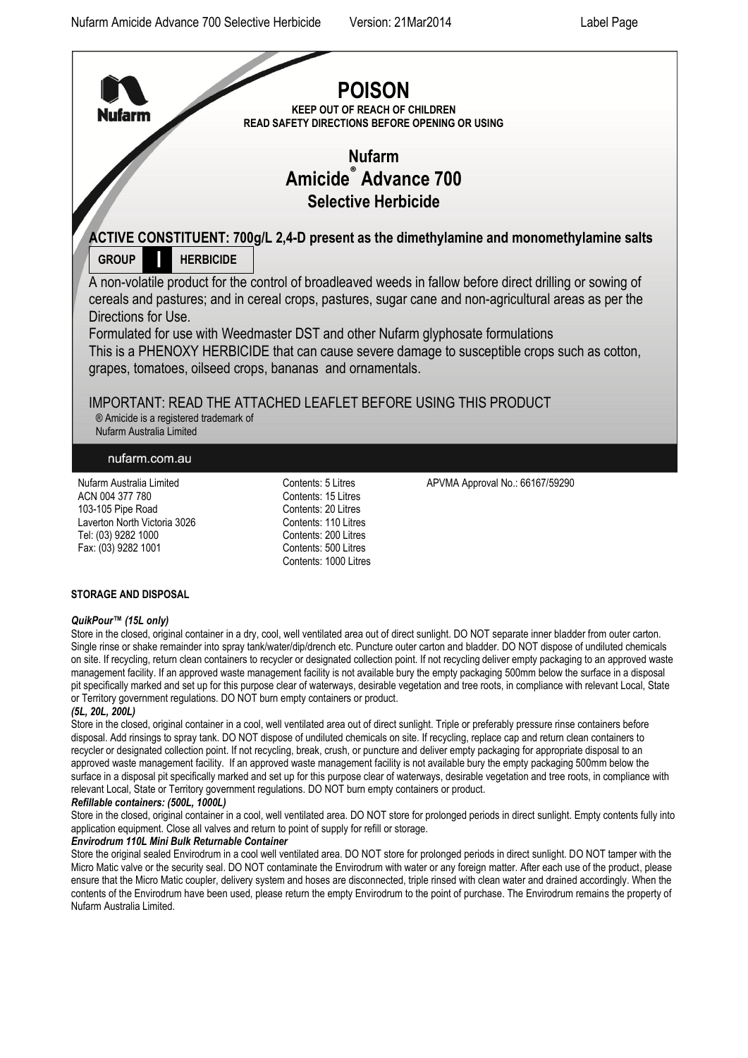# POISON

**KEEP OUT OF REACH OF CHILDREN**
**READ SAFETY DIRECTIONS BEFORE OPENING OR USING**

## Nufarm
## Amicide® Advance 700
## Selective Herbicide

**ACTIVE CONSTITUENT: 700g/L 2,4-D present as the dimethylamine and monomethylamine salts**

**GROUP I HERBICIDE**

A non-volatile product for the control of broadleaved weeds in fallow before direct drilling or sowing of cereals and pastures; and in cereal crops, pastures, sugar cane and non-agricultural areas as per the Directions for Use.

Formulated for use with Weedmaster DST and other Nufarm glyphosate formulations

This is a PHENOXY HERBICIDE that can cause severe damage to susceptible crops such as cotton, grapes, tomatoes, oilseed crops, bananas and ornamentals.

IMPORTANT: READ THE ATTACHED LEAFLET BEFORE USING THIS PRODUCT

® Amicide is a registered trademark of Nufarm Australia Limited

nufarm.com.au

Nufarm Australia Limited
ACN 004 377 780
103-105 Pipe Road
Laverton North Victoria 3026
Tel: (03) 9282 1000
Fax: (03) 9282 1001

Contents: 5 Litres
Contents: 15 Litres
Contents: 20 Litres
Contents: 110 Litres
Contents: 200 Litres
Contents: 500 Litres
Contents: 1000 Litres

APVMA Approval No.: 66167/59290

**STORAGE AND DISPOSAL**

***QuikPour™ (15L only)***

Store in the closed, original container in a dry, cool, well ventilated area out of direct sunlight. DO NOT separate inner bladder from outer carton. Single rinse or shake remainder into spray tank/water/dip/drench etc. Puncture outer carton and bladder. DO NOT dispose of undiluted chemicals on site. If recycling, return clean containers to recycler or designated collection point. If not recycling deliver empty packaging to an approved waste management facility. If an approved waste management facility is not available bury the empty packaging 500mm below the surface in a disposal pit specifically marked and set up for this purpose clear of waterways, desirable vegetation and tree roots, in compliance with relevant Local, State or Territory government regulations. DO NOT burn empty containers or product.

***(5L, 20L, 200L)***

Store in the closed, original container in a cool, well ventilated area out of direct sunlight. Triple or preferably pressure rinse containers before disposal. Add rinsings to spray tank. DO NOT dispose of undiluted chemicals on site. If recycling, replace cap and return clean containers to recycler or designated collection point. If not recycling, break, crush, or puncture and deliver empty packaging for appropriate disposal to an approved waste management facility. If an approved waste management facility is not available bury the empty packaging 500mm below the surface in a disposal pit specifically marked and set up for this purpose clear of waterways, desirable vegetation and tree roots, in compliance with relevant Local, State or Territory government regulations. DO NOT burn empty containers or product.

***Refillable containers: (500L, 1000L)***

Store in the closed, original container in a cool, well ventilated area. DO NOT store for prolonged periods in direct sunlight. Empty contents fully into application equipment. Close all valves and return to point of supply for refill or storage.

***Envirodrum 110L Mini Bulk Returnable Container***

Store the original sealed Envirodrum in a cool well ventilated area. DO NOT store for prolonged periods in direct sunlight. DO NOT tamper with the Micro Matic valve or the security seal. DO NOT contaminate the Envirodrum with water or any foreign matter. After each use of the product, please ensure that the Micro Matic coupler, delivery system and hoses are disconnected, triple rinsed with clean water and drained accordingly. When the contents of the Envirodrum have been used, please return the empty Envirodrum to the point of purchase. The Envirodrum remains the property of Nufarm Australia Limited.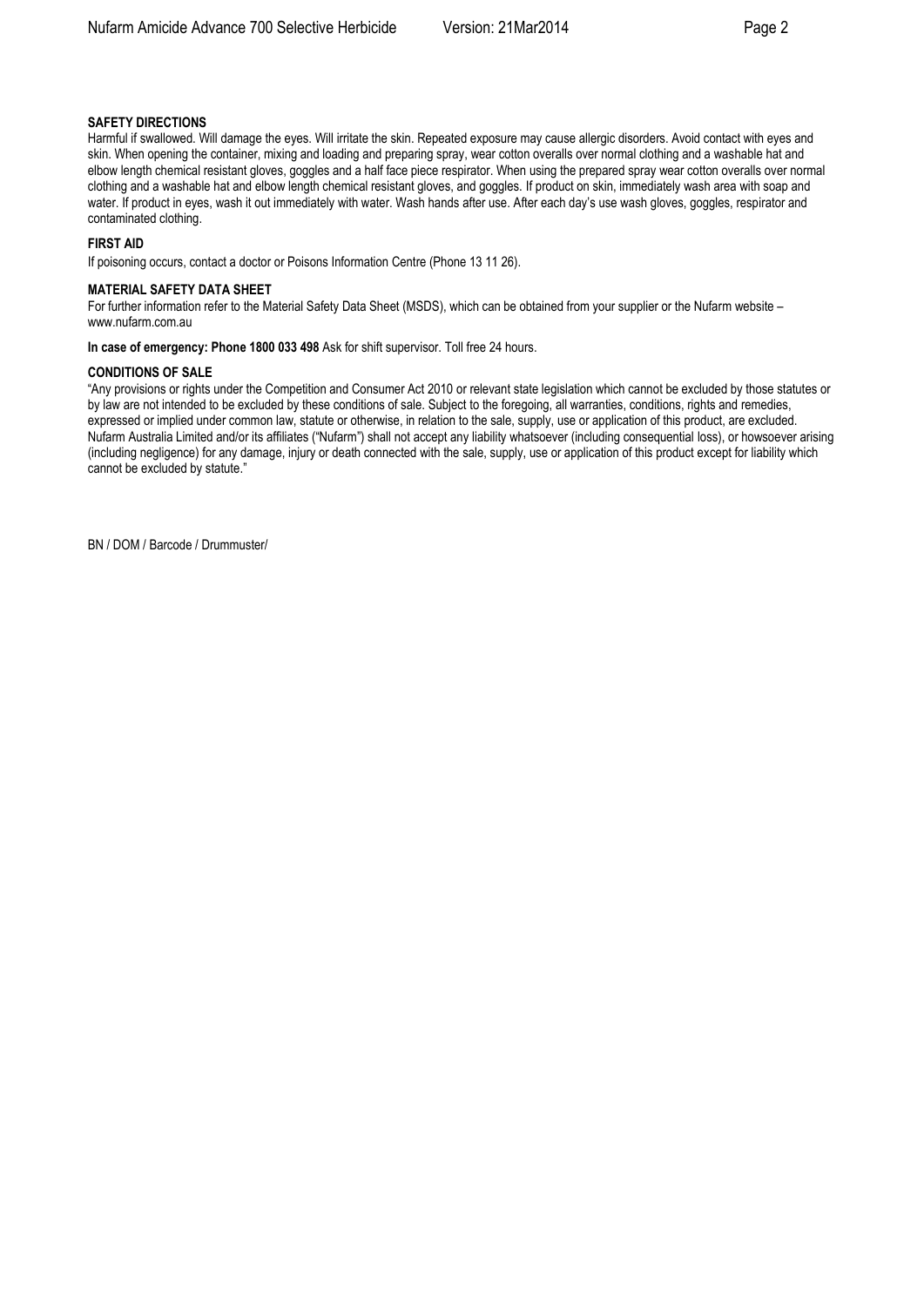## SAFETY DIRECTIONS

Harmful if swallowed. Will damage the eyes. Will irritate the skin. Repeated exposure may cause allergic disorders. Avoid contact with eyes and skin. When opening the container, mixing and loading and preparing spray, wear cotton overalls over normal clothing and a washable hat and elbow length chemical resistant gloves, goggles and a half face piece respirator. When using the prepared spray wear cotton overalls over normal clothing and a washable hat and elbow length chemical resistant gloves, and goggles. If product on skin, immediately wash area with soap and water. If product in eyes, wash it out immediately with water. Wash hands after use. After each day's use wash gloves, goggles, respirator and contaminated clothing.

## FIRST AID

If poisoning occurs, contact a doctor or Poisons Information Centre (Phone 13 11 26).

## MATERIAL SAFETY DATA SHEET

For further information refer to the Material Safety Data Sheet (MSDS), which can be obtained from your supplier or the Nufarm website – www.nufarm.com.au

**In case of emergency: Phone 1800 033 498** Ask for shift supervisor. Toll free 24 hours.

## CONDITIONS OF SALE

"Any provisions or rights under the Competition and Consumer Act 2010 or relevant state legislation which cannot be excluded by those statutes or by law are not intended to be excluded by these conditions of sale. Subject to the foregoing, all warranties, conditions, rights and remedies, expressed or implied under common law, statute or otherwise, in relation to the sale, supply, use or application of this product, are excluded. Nufarm Australia Limited and/or its affiliates ("Nufarm") shall not accept any liability whatsoever (including consequential loss), or howsoever arising (including negligence) for any damage, injury or death connected with the sale, supply, use or application of this product except for liability which cannot be excluded by statute."

BN / DOM / Barcode / Drummuster/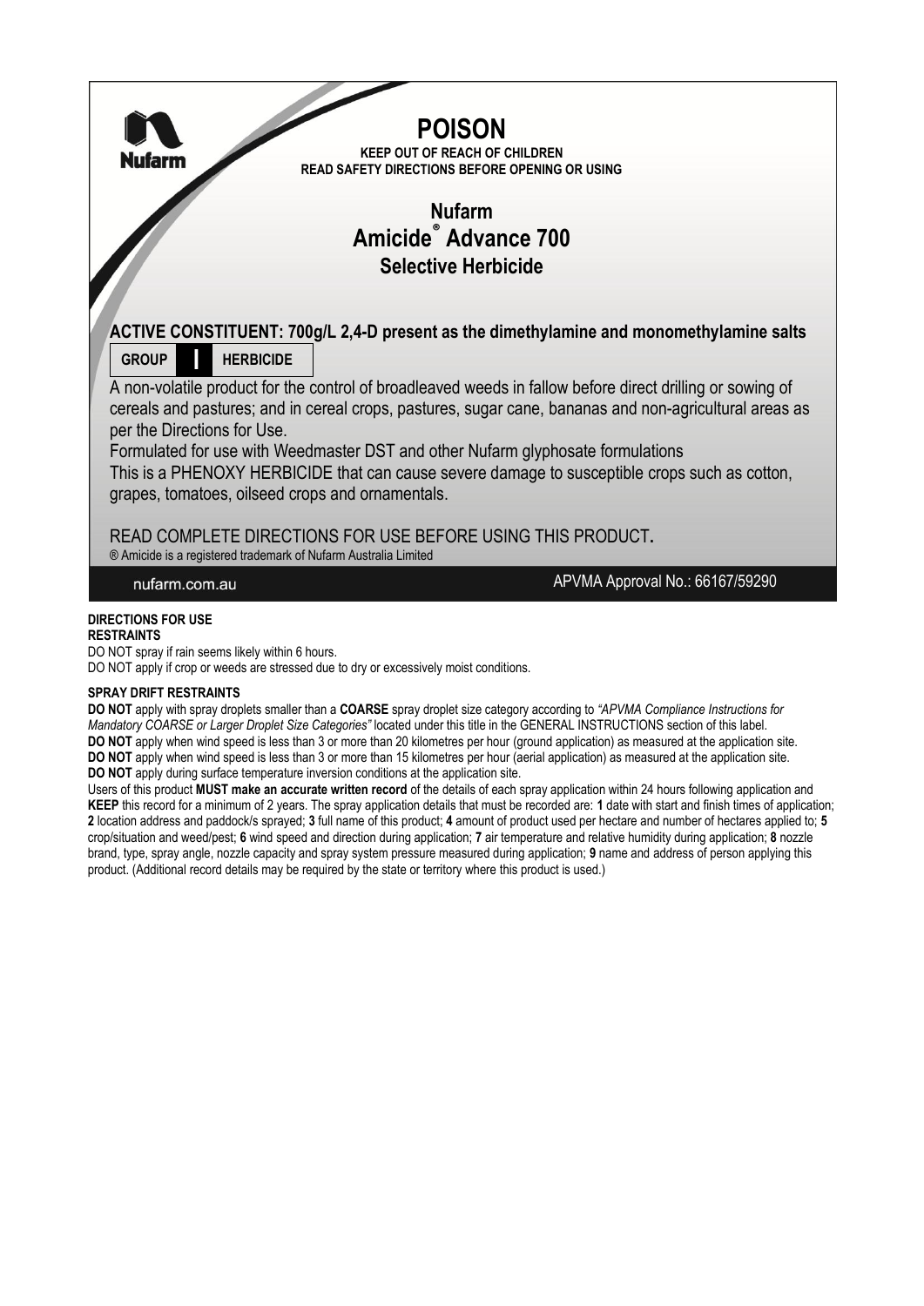**POISON**

**KEEP OUT OF REACH OF CHILDREN**
**READ SAFETY DIRECTIONS BEFORE OPENING OR USING**

# Nufarm Amicide® Advance 700

## Selective Herbicide

**ACTIVE CONSTITUENT: 700g/L 2,4-D present as the dimethylamine and monomethylamine salts**

| GROUP | I | HERBICIDE |
|---|---|---|

A non-volatile product for the control of broadleaved weeds in fallow before direct drilling or sowing of cereals and pastures; and in cereal crops, pastures, sugar cane, bananas and non-agricultural areas as per the Directions for Use.

Formulated for use with Weedmaster DST and other Nufarm glyphosate formulations

This is a PHENOXY HERBICIDE that can cause severe damage to susceptible crops such as cotton, grapes, tomatoes, oilseed crops and ornamentals.

READ COMPLETE DIRECTIONS FOR USE BEFORE USING THIS PRODUCT.

® Amicide is a registered trademark of Nufarm Australia Limited

nufarm.com.au

APVMA Approval No.: 66167/59290

### DIRECTIONS FOR USE

**RESTRAINTS**

DO NOT spray if rain seems likely within 6 hours.

DO NOT apply if crop or weeds are stressed due to dry or excessively moist conditions.

**SPRAY DRIFT RESTRAINTS**

**DO NOT** apply with spray droplets smaller than a **COARSE** spray droplet size category according to *"APVMA Compliance Instructions for Mandatory COARSE or Larger Droplet Size Categories"* located under this title in the GENERAL INSTRUCTIONS section of this label.

**DO NOT** apply when wind speed is less than 3 or more than 20 kilometres per hour (ground application) as measured at the application site.

**DO NOT** apply when wind speed is less than 3 or more than 15 kilometres per hour (aerial application) as measured at the application site.

**DO NOT** apply during surface temperature inversion conditions at the application site.

Users of this product **MUST make an accurate written record** of the details of each spray application within 24 hours following application and **KEEP** this record for a minimum of 2 years. The spray application details that must be recorded are: **1** date with start and finish times of application; **2** location address and paddock/s sprayed; **3** full name of this product; **4** amount of product used per hectare and number of hectares applied to; **5** crop/situation and weed/pest; **6** wind speed and direction during application; **7** air temperature and relative humidity during application; **8** nozzle brand, type, spray angle, nozzle capacity and spray system pressure measured during application; **9** name and address of person applying this product. (Additional record details may be required by the state or territory where this product is used.)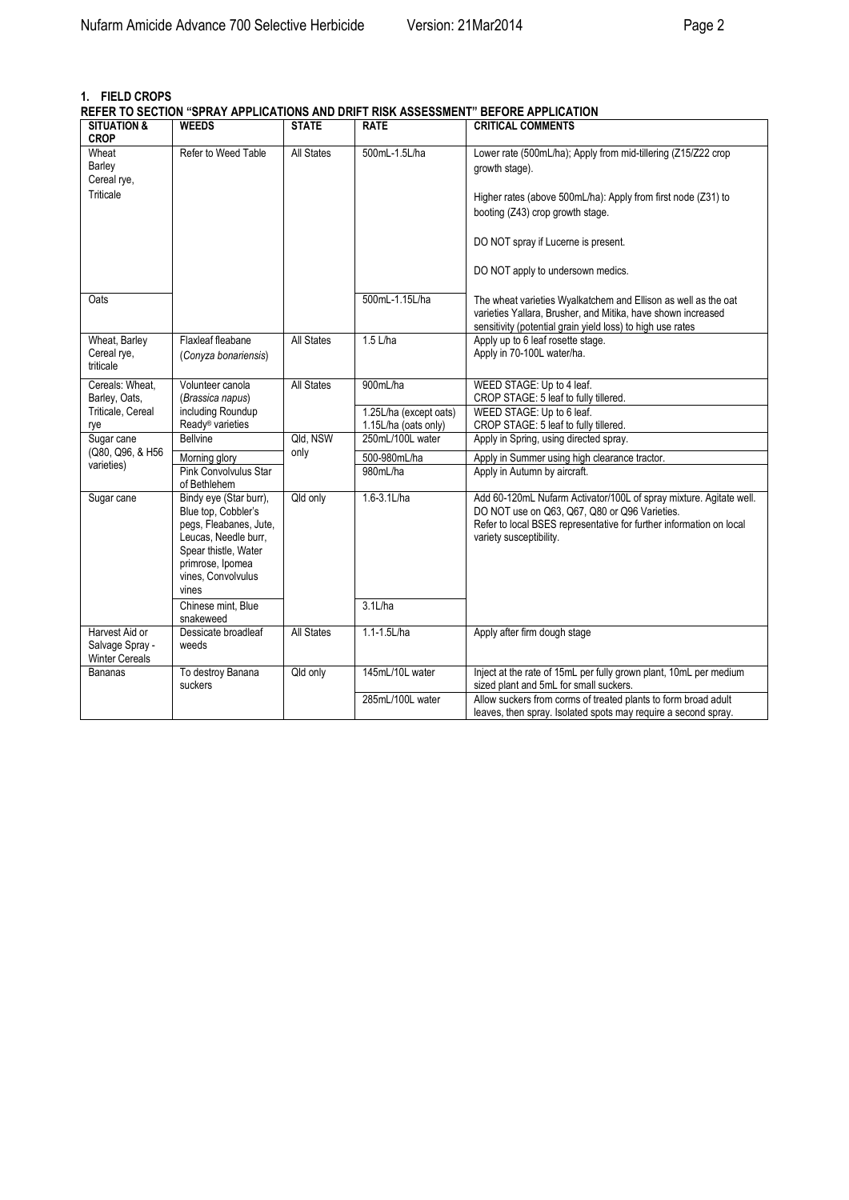## 1. FIELD CROPS

**REFER TO SECTION "SPRAY APPLICATIONS AND DRIFT RISK ASSESSMENT" BEFORE APPLICATION**

| SITUATION & CROP | WEEDS | STATE | RATE | CRITICAL COMMENTS |
|---|---|---|---|---|
| Wheat Barley Cereal rye, Triticale | Refer to Weed Table | All States | 500mL-1.5L/ha | Lower rate (500mL/ha); Apply from mid-tillering (Z15/Z22 crop growth stage).<br><br>Higher rates (above 500mL/ha): Apply from first node (Z31) to booting (Z43) crop growth stage.<br><br>DO NOT spray if Lucerne is present.<br><br>DO NOT apply to undersown medics. |
| Oats | | | 500mL-1.15L/ha | The wheat varieties Wyalkatchem and Ellison as well as the oat varieties Yallara, Brusher, and Mitika, have shown increased sensitivity (potential grain yield loss) to high use rates |
| Wheat, Barley Cereal rye, triticale | Flaxleaf fleabane (*Conyza bonariensis*) | All States | 1.5 L/ha | Apply up to 6 leaf rosette stage.<br>Apply in 70-100L water/ha. |
| Cereals: Wheat, Barley, Oats, Triticale, Cereal rye | Volunteer canola (*Brassica napus*) including Roundup Ready® varieties | All States | 900mL/ha | WEED STAGE: Up to 4 leaf.<br>CROP STAGE: 5 leaf to fully tillered. |
| | | | 1.25L/ha (except oats)<br>1.15L/ha (oats only) | WEED STAGE: Up to 6 leaf.<br>CROP STAGE: 5 leaf to fully tillered. |
| Sugar cane (Q80, Q96, & H56 varieties) | Bellvine | Qld, NSW only | 250mL/100L water | Apply in Spring, using directed spray. |
| | Morning glory | | 500-980mL/ha | Apply in Summer using high clearance tractor. |
| | Pink Convolvulus Star of Bethlehem | | 980mL/ha | Apply in Autumn by aircraft. |
| Sugar cane | Bindy eye (Star burr), Blue top, Cobbler's pegs, Fleabanes, Jute, Leucas, Needle burr, Spear thistle, Water primrose, Ipomea vines, Convolvulus vines | Qld only | 1.6-3.1L/ha | Add 60-120mL Nufarm Activator/100L of spray mixture. Agitate well.<br>DO NOT use on Q63, Q67, Q80 or Q96 Varieties.<br>Refer to local BSES representative for further information on local variety susceptibility. |
| | Chinese mint, Blue snakeweed | | 3.1L/ha | |
| Harvest Aid or Salvage Spray - Winter Cereals | Dessicate broadleaf weeds | All States | 1.1-1.5L/ha | Apply after firm dough stage |
| Bananas | To destroy Banana suckers | Qld only | 145mL/10L water | Inject at the rate of 15mL per fully grown plant, 10mL per medium sized plant and 5mL for small suckers. |
| | | | 285mL/100L water | Allow suckers from corms of treated plants to form broad adult leaves, then spray. Isolated spots may require a second spray. |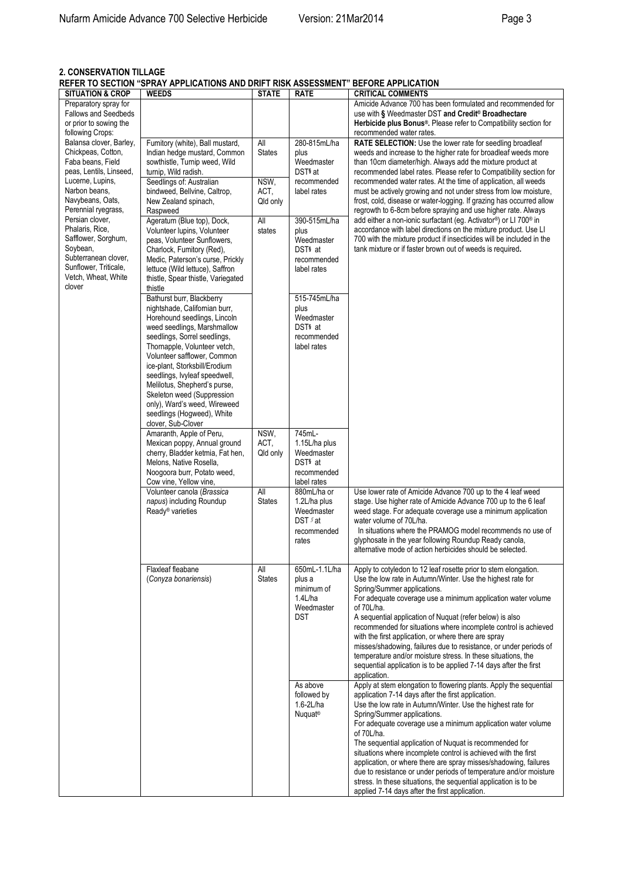## 2. CONSERVATION TILLAGE

**REFER TO SECTION "SPRAY APPLICATIONS AND DRIFT RISK ASSESSMENT" BEFORE APPLICATION**

| SITUATION & CROP | WEEDS | STATE | RATE | CRITICAL COMMENTS |
|---|---|---|---|---|
| Preparatory spray for Fallows and Seedbeds or prior to sowing the following Crops: | | | | Amicide Advance 700 has been formulated and recommended for use with **§** Weedmaster DST **and Credit® Broadhectare Herbicide plus Bonus®.** Please refer to Compatibility section for recommended water rates. |
| Balansa clover, Barley, Chickpeas, Cotton, Faba beans, Field peas, Lentils, Linseed, Lucerne, Lupins, Narbon beans, Navybeans, Oats, Perennial ryegrass, Persian clover, Phalaris, Rice, Safflower, Sorghum, Soybean, Subterranean clover, Sunflower, Triticale, Vetch, Wheat, White clover | Fumitory (white), Ball mustard, Indian hedge mustard, Common sowthistle, Turnip weed, Wild turnip, Wild radish. | All States | 280-815mL/ha plus Weedmaster DST§ at recommended label rates | **RATE SELECTION:** Use the lower rate for seedling broadleaf weeds and increase to the higher rate for broadleaf weeds more than 10cm diameter/high. Always add the mixture product at recommended label rates. Please refer to Compatibility section for recommended water rates. At the time of application, all weeds must be actively growing and not under stress from low moisture, frost, cold, disease or water-logging. If grazing has occurred allow regrowth to 6-8cm before spraying and use higher rate. Always add either a non-ionic surfactant (eg. Activator®) or LI 700® in accordance with label directions on the mixture product. Use LI 700 with the mixture product if insecticides will be included in the tank mixture or if faster brown out of weeds is required. |
| | Seedlings of: Australian bindweed, Bellvine, Caltrop, New Zealand spinach, Raspweed | NSW, ACT, Qld only | | |
| | Ageratum (Blue top), Dock, Volunteer lupins, Volunteer peas, Volunteer Sunflowers, Charlock, Fumitory (Red), Medic, Paterson's curse, Prickly lettuce (Wild lettuce), Saffron thistle, Spear thistle, Variegated thistle | All states | 390-515mL/ha plus Weedmaster DST§ at recommended label rates | |
| | Bathurst burr, Blackberry nightshade, Californian burr, Horehound seedlings, Lincoln weed seedlings, Marshmallow seedlings, Sorrel seedlings, Thornapple, Volunteer vetch, Volunteer safflower, Common ice-plant, Storksbill/Erodium seedlings, Ivyleaf speedwell, Melilotus, Shepherd's purse, Skeleton weed (Suppression only), Ward's weed, Wireweed seedlings (Hogweed), White clover, Sub-Clover | | 515-745mL/ha plus Weedmaster DST§ at recommended label rates | |
| | Amaranth, Apple of Peru, Mexican poppy, Annual ground cherry, Bladder ketmia, Fat hen, Melons, Native Rosella, Noogoora burr, Potato weed, Cow vine, Yellow vine, | NSW, ACT, Qld only | 745mL-1.15L/ha plus Weedmaster DST§ at recommended label rates | |
| | Volunteer canola (*Brassica napus*) including Roundup Ready® varieties | All States | 880mL/ha or 1.2L/ha plus Weedmaster DST § at recommended rates | Use lower rate of Amicide Advance 700 up to the 4 leaf weed stage. Use higher rate of Amicide Advance 700 up to the 6 leaf weed stage. For adequate coverage use a minimum application water volume of 70L/ha. In situations where the PRAMOG model recommends no use of glyphosate in the year following Roundup Ready canola, alternative mode of action herbicides should be selected. |
| | Flaxleaf fleabane (*Conyza bonariensis*) | All States | 650mL-1.1L/ha plus a minimum of 1.4L/ha Weedmaster DST | Apply to cotyledon to 12 leaf rosette prior to stem elongation. Use the low rate in Autumn/Winter. Use the highest rate for Spring/Summer applications. For adequate coverage use a minimum application water volume of 70L/ha. A sequential application of Nuquat (refer below) is also recommended for situations where incomplete control is achieved with the first application, or where there are spray misses/shadowing, failures due to resistance, or under periods of temperature and/or moisture stress. In these situations, the sequential application is to be applied 7-14 days after the first application. |
| | | | As above followed by 1.6-2L/ha Nuquat® | Apply at stem elongation to flowering plants. Apply the sequential application 7-14 days after the first application. Use the low rate in Autumn/Winter. Use the highest rate for Spring/Summer applications. For adequate coverage use a minimum application water volume of 70L/ha. The sequential application of Nuquat is recommended for situations where incomplete control is achieved with the first application, or where there are spray misses/shadowing, failures due to resistance or under periods of temperature and/or moisture stress. In these situations, the sequential application is to be applied 7-14 days after the first application. |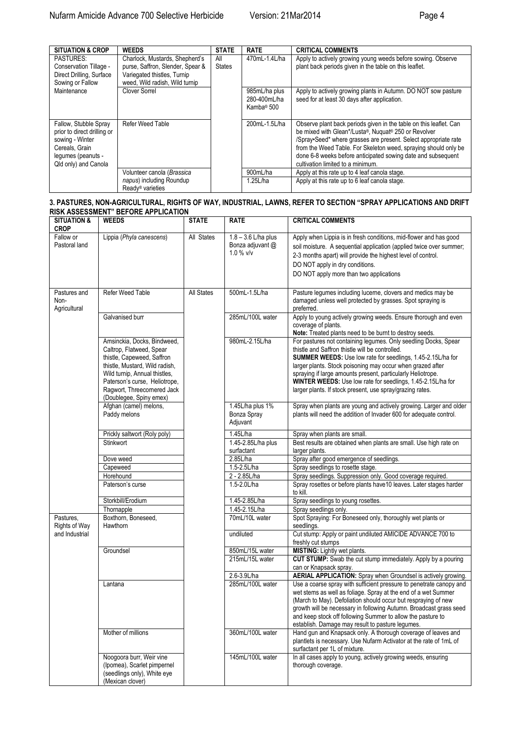| SITUATION & CROP | WEEDS | STATE | RATE | CRITICAL COMMENTS |
| --- | --- | --- | --- | --- |
| PASTURES: Conservation Tillage - Direct Drilling, Surface Sowing or Fallow Maintenance | Charlock, Mustards, Shepherd's purse, Saffron, Slender, Spear & Variegated thistles, Turnip weed, Wild radish, Wild turnip | All States | 470mL-1.4L/ha | Apply to actively growing young weeds before sowing. Observe plant back periods given in the table on this leaflet. |
| | Clover Sorrel | | 985mL/ha plus 280-400mL/ha Kamba® 500 | Apply to actively growing plants in Autumn. DO NOT sow pasture seed for at least 30 days after application. |
| Fallow, Stubble Spray prior to direct drilling or sowing - Winter Cereals, Grain legumes (peanuts - Qld only) and Canola | Refer Weed Table | | 200mL-1.5L/ha | Observe plant back periods given in the table on this leaflet. Can be mixed with Glean*/Lusta®, Nuquat® 250 or Revolver /Spray•Seed* where grasses are present. Select appropriate rate from the Weed Table. For Skeleton weed, spraying should only be done 6-8 weeks before anticipated sowing date and subsequent cultivation limited to a minimum. |
| | Volunteer canola (*Brassica napus*) including Roundup Ready® varieties | | 900mL/ha | Apply at this rate up to 4 leaf canola stage. |
| | | | 1.25L/ha | Apply at this rate up to 6 leaf canola stage. |

**3. PASTURES, NON-AGRICULTURAL, RIGHTS OF WAY, INDUSTRIAL, LAWNS, REFER TO SECTION "SPRAY APPLICATIONS AND DRIFT RISK ASSESSMENT" BEFORE APPLICATION**

| SITUATION & CROP | WEEDS | STATE | RATE | CRITICAL COMMENTS |
| --- | --- | --- | --- | --- |
| Fallow or Pastoral land | Lippia (*Phyla canescens*) | All States | 1.8 – 3.6 L/ha plus Bonza adjuvant @ 1.0 % v/v | Apply when Lippia is in fresh conditions, mid-flower and has good soil moisture. A sequential application (applied twice over summer; 2-3 months apart) will provide the highest level of control. DO NOT apply in dry conditions. DO NOT apply more than two applications |
| Pastures and Non-Agricultural | Refer Weed Table | All States | 500mL-1.5L/ha | Pasture legumes including lucerne, clovers and medics may be damaged unless well protected by grasses. Spot spraying is preferred. |
| | Galvanised burr | | 285mL/100L water | Apply to young actively growing weeds. Ensure thorough and even coverage of plants. **Note:** Treated plants need to be burnt to destroy seeds. |
| | Amsinckia, Docks, Bindweed, Caltrop, Flatweed, Spear thistle, Capeweed, Saffron thistle, Mustard, Wild radish, Wild turnip, Annual thistles, Paterson's curse, Heliotrope, Ragwort, Threecornered Jack (Doublegee, Spiny emex) | | 980mL-2.15L/ha | For pastures not containing legumes. Only seedling Docks, Spear thistle and Saffron thistle will be controlled. **SUMMER WEEDS:** Use low rate for seedlings, 1.45-2.15L/ha for larger plants. Stock poisoning may occur when grazed after spraying if large amounts present, particularly Heliotrope. **WINTER WEEDS:** Use low rate for seedlings, 1.45-2.15L/ha for larger plants. If stock present, use spray/grazing rates. |
| | Afghan (camel) melons, Paddy melons | | 1.45L/ha plus 1% Bonza Spray Adjuvant | Spray when plants are young and actively growing. Larger and older plants will need the addition of Invader 600 for adequate control. |
| | Prickly saltwort (Roly poly) | | 1.45L/ha | Spray when plants are small. |
| | Stinkwort | | 1.45-2.85L/ha plus surfactant | Best results are obtained when plants are small. Use high rate on larger plants. |
| | Dove weed | | 2.85L/ha | Spray after good emergence of seedlings. |
| | Capeweed | | 1.5-2.5L/ha | Spray seedlings to rosette stage. |
| | Horehound | | 2 - 2.85L/ha | Spray seedlings. Suppression only. Good coverage required. |
| | Paterson's curse | | 1.5-2.0L/ha | Spray rosettes or before plants have10 leaves. Later stages harder to kill. |
| | Storkbill/Erodium | | 1.45-2.85L/ha | Spray seedlings to young rosettes. |
| | Thornapple | | 1.45-2.15L/ha | Spray seedlings only. |
| Pastures, Rights of Way and Industrial | Boxthorn, Boneseed, Hawthorn | | 70mL/10L water | Spot Spraying: For Boneseed only, thoroughly wet plants or seedlings. |
| | | | undiluted | Cut stump: Apply or paint undiluted AMICIDE ADVANCE 700 to freshly cut stumps |
| | Groundsel | | 850mL/15L water | **MISTING:** Lightly wet plants. |
| | | | 215mL/15L water | **CUT STUMP:** Swab the cut stump immediately. Apply by a pouring can or Knapsack spray. |
| | | | 2.6-3.9L/ha | **AERIAL APPLICATION:** Spray when Groundsel is actively growing. |
| | Lantana | | 285mL/100L water | Use a coarse spray with sufficient pressure to penetrate canopy and wet stems as well as foliage. Spray at the end of a wet Summer (March to May). Defoliation should occur but respraying of new growth will be necessary in following Autumn. Broadcast grass seed and keep stock off following Summer to allow the pasture to establish. Damage may result to pasture legumes. |
| | Mother of millions | | 360mL/100L water | Hand gun and Knapsack only. A thorough coverage of leaves and plantlets is necessary. Use Nufarm Activator at the rate of 1mL of surfactant per 1L of mixture. |
| | Noogoora burr, Weir vine (Ipomea), Scarlet pimpernel (seedlings only), White eye (Mexican clover) | | 145mL/100L water | In all cases apply to young, actively growing weeds, ensuring thorough coverage. |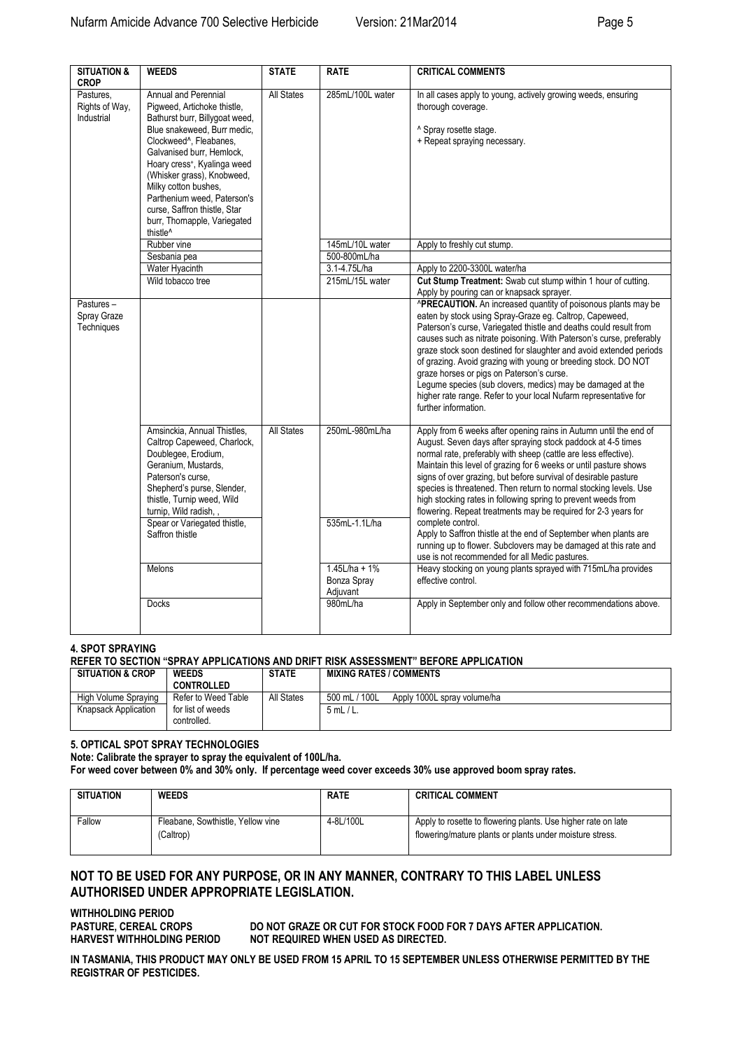| SITUATION & CROP | WEEDS | STATE | RATE | CRITICAL COMMENTS |
|---|---|---|---|---|
| Pastures, Rights of Way, Industrial | Annual and Perennial Pigweed, Artichoke thistle, Bathurst burr, Billygoat weed, Blue snakeweed, Burr medic, Clockweed^, Fleabanes, Galvanised burr, Hemlock, Hoary cress+, Kyalinga weed (Whisker grass), Knobweed, Milky cotton bushes, Parthenium weed, Paterson's curse, Saffron thistle, Star burr, Thornapple, Variegated thistle^ | All States | 285mL/100L water | In all cases apply to young, actively growing weeds, ensuring thorough coverage.<br><br>^ Spray rosette stage.<br>+ Repeat spraying necessary. |
| | Rubber vine | | 145mL/10L water | Apply to freshly cut stump. |
| | Sesbania pea | | 500-800mL/ha | |
| | Water Hyacinth | | 3.1-4.75L/ha | Apply to 2200-3300L water/ha |
| | Wild tobacco tree | | 215mL/15L water | **Cut Stump Treatment:** Swab cut stump within 1 hour of cutting. Apply by pouring can or knapsack sprayer. |
| Pastures – Spray Graze Techniques | | | | **^PRECAUTION.** An increased quantity of poisonous plants may be eaten by stock using Spray-Graze eg. Caltrop, Capeweed, Paterson's curse, Variegated thistle and deaths could result from causes such as nitrate poisoning. With Paterson's curse, preferably graze stock soon destined for slaughter and avoid extended periods of grazing. Avoid grazing with young or breeding stock. DO NOT graze horses or pigs on Paterson's curse.<br>Legume species (sub clovers, medics) may be damaged at the higher rate range. Refer to your local Nufarm representative for further information. |
| | Amsinckia, Annual Thistles, Caltrop Capeweed, Charlock, Doublegee, Erodium, Geranium, Mustards, Paterson's curse, Shepherd's purse, Slender, thistle, Turnip weed, Wild turnip, Wild radish, , | All States | 250mL-980mL/ha | Apply from 6 weeks after opening rains in Autumn until the end of August. Seven days after spraying stock paddock at 4-5 times normal rate, preferably with sheep (cattle are less effective). Maintain this level of grazing for 6 weeks or until pasture shows signs of over grazing, but before survival of desirable pasture species is threatened. Then return to normal stocking levels. Use high stocking rates in following spring to prevent weeds from flowering. Repeat treatments may be required for 2-3 years for complete control. |
| | Spear or Variegated thistle, Saffron thistle | | 535mL-1.1L/ha | Apply to Saffron thistle at the end of September when plants are running up to flower. Subclovers may be damaged at this rate and use is not recommended for all Medic pastures. |
| | Melons | | 1.45L/ha + 1% Bonza Spray Adjuvant | Heavy stocking on young plants sprayed with 715mL/ha provides effective control. |
| | Docks | | 980mL/ha | Apply in September only and follow other recommendations above. |

## 4. SPOT SPRAYING

**REFER TO SECTION "SPRAY APPLICATIONS AND DRIFT RISK ASSESSMENT" BEFORE APPLICATION**

| SITUATION & CROP | WEEDS CONTROLLED | STATE | MIXING RATES / COMMENTS |
|---|---|---|---|
| High Volume Spraying | Refer to Weed Table for list of weeds controlled. | All States | 500 mL / 100L Apply 1000L spray volume/ha |
| Knapsack Application | | | 5 mL / L. |

## 5. OPTICAL SPOT SPRAY TECHNOLOGIES

**Note: Calibrate the sprayer to spray the equivalent of 100L/ha.**

**For weed cover between 0% and 30% only. If percentage weed cover exceeds 30% use approved boom spray rates.**

| SITUATION | WEEDS | RATE | CRITICAL COMMENT |
|---|---|---|---|
| Fallow | Fleabane, Sowthistle, Yellow vine (Caltrop) | 4-8L/100L | Apply to rosette to flowering plants. Use higher rate on late flowering/mature plants or plants under moisture stress. |

## NOT TO BE USED FOR ANY PURPOSE, OR IN ANY MANNER, CONTRARY TO THIS LABEL UNLESS AUTHORISED UNDER APPROPRIATE LEGISLATION.

**WITHHOLDING PERIOD**

**PASTURE, CEREAL CROPS** DO NOT GRAZE OR CUT FOR STOCK FOOD FOR 7 DAYS AFTER APPLICATION.

**HARVEST WITHHOLDING PERIOD** NOT REQUIRED WHEN USED AS DIRECTED.

**IN TASMANIA, THIS PRODUCT MAY ONLY BE USED FROM 15 APRIL TO 15 SEPTEMBER UNLESS OTHERWISE PERMITTED BY THE REGISTRAR OF PESTICIDES.**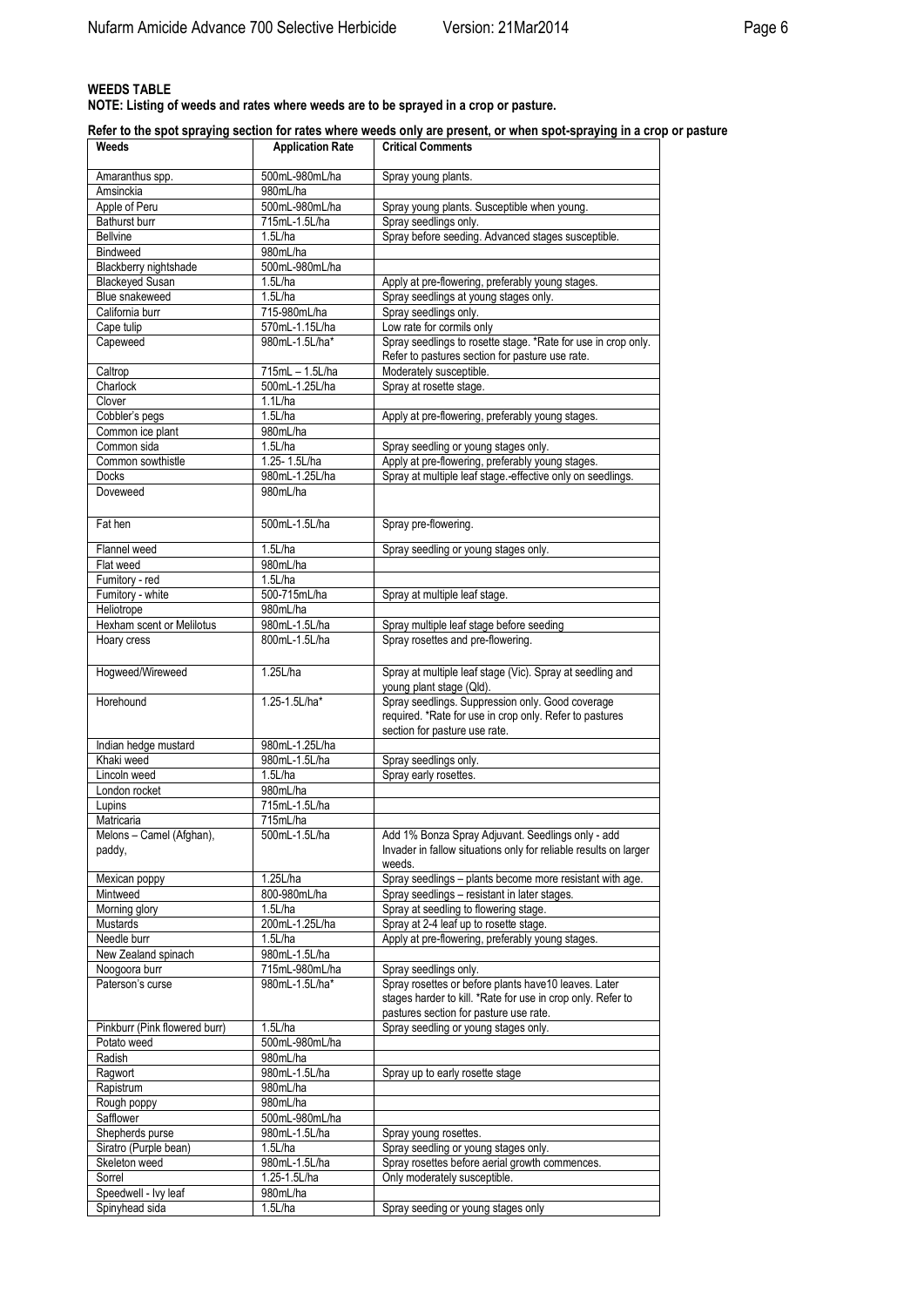**WEEDS TABLE**

**NOTE: Listing of weeds and rates where weeds are to be sprayed in a crop or pasture.**

**Refer to the spot spraying section for rates where weeds only are present, or when spot-spraying in a crop or pasture**

| Weeds | Application Rate | Critical Comments |
|---|---|---|
| Amaranthus spp. | 500mL-980mL/ha | Spray young plants. |
| Amsinckia | 980mL/ha | |
| Apple of Peru | 500mL-980mL/ha | Spray young plants. Susceptible when young. |
| Bathurst burr | 715mL-1.5L/ha | Spray seedlings only. |
| Bellvine | 1.5L/ha | Spray before seeding. Advanced stages susceptible. |
| Bindweed | 980mL/ha | |
| Blackberry nightshade | 500mL-980mL/ha | |
| Blackeyed Susan | 1.5L/ha | Apply at pre-flowering, preferably young stages. |
| Blue snakeweed | 1.5L/ha | Spray seedlings at young stages only. |
| California burr | 715-980mL/ha | Spray seedlings only. |
| Cape tulip | 570mL-1.15L/ha | Low rate for cormils only |
| Capeweed | 980mL-1.5L/ha* | Spray seedlings to rosette stage. *Rate for use in crop only. Refer to pastures section for pasture use rate. |
| Caltrop | 715mL – 1.5L/ha | Moderately susceptible. |
| Charlock | 500mL-1.25L/ha | Spray at rosette stage. |
| Clover | 1.1L/ha | |
| Cobbler's pegs | 1.5L/ha | Apply at pre-flowering, preferably young stages. |
| Common ice plant | 980mL/ha | |
| Common sida | 1.5L/ha | Spray seedling or young stages only. |
| Common sowthistle | 1.25- 1.5L/ha | Apply at pre-flowering, preferably young stages. |
| Docks | 980mL-1.25L/ha | Spray at multiple leaf stage.-effective only on seedlings. |
| Doveweed | 980mL/ha | |
| Fat hen | 500mL-1.5L/ha | Spray pre-flowering. |
| Flannel weed | 1.5L/ha | Spray seedling or young stages only. |
| Flat weed | 980mL/ha | |
| Fumitory - red | 1.5L/ha | |
| Fumitory - white | 500-715mL/ha | Spray at multiple leaf stage. |
| Heliotrope | 980mL/ha | |
| Hexham scent or Melilotus | 980mL-1.5L/ha | Spray multiple leaf stage before seeding |
| Hoary cress | 800mL-1.5L/ha | Spray rosettes and pre-flowering. |
| Hogweed/Wireweed | 1.25L/ha | Spray at multiple leaf stage (Vic). Spray at seedling and young plant stage (Qld). |
| Horehound | 1.25-1.5L/ha* | Spray seedlings. Suppression only. Good coverage required. *Rate for use in crop only. Refer to pastures section for pasture use rate. |
| Indian hedge mustard | 980mL-1.25L/ha | |
| Khaki weed | 980mL-1.5L/ha | Spray seedlings only. |
| Lincoln weed | 1.5L/ha | Spray early rosettes. |
| London rocket | 980mL/ha | |
| Lupins | 715mL-1.5L/ha | |
| Matricaria | 715mL/ha | |
| Melons – Camel (Afghan), paddy, | 500mL-1.5L/ha | Add 1% Bonza Spray Adjuvant. Seedlings only - add Invader in fallow situations only for reliable results on larger weeds. |
| Mexican poppy | 1.25L/ha | Spray seedlings – plants become more resistant with age. |
| Mintweed | 800-980mL/ha | Spray seedlings – resistant in later stages. |
| Morning glory | 1.5L/ha | Spray at seedling to flowering stage. |
| Mustards | 200mL-1.25L/ha | Spray at 2-4 leaf up to rosette stage. |
| Needle burr | 1.5L/ha | Apply at pre-flowering, preferably young stages. |
| New Zealand spinach | 980mL-1.5L/ha | |
| Noogoora burr | 715mL-980mL/ha | Spray seedlings only. |
| Paterson's curse | 980mL-1.5L/ha* | Spray rosettes or before plants have10 leaves. Later stages harder to kill. *Rate for use in crop only. Refer to pastures section for pasture use rate. |
| Pinkburr (Pink flowered burr) | 1.5L/ha | Spray seedling or young stages only. |
| Potato weed | 500mL-980mL/ha | |
| Radish | 980mL/ha | |
| Ragwort | 980mL-1.5L/ha | Spray up to early rosette stage |
| Rapistrum | 980mL/ha | |
| Rough poppy | 980mL/ha | |
| Safflower | 500mL-980mL/ha | |
| Shepherds purse | 980mL-1.5L/ha | Spray young rosettes. |
| Siratro (Purple bean) | 1.5L/ha | Spray seedling or young stages only. |
| Skeleton weed | 980mL-1.5L/ha | Spray rosettes before aerial growth commences. |
| Sorrel | 1.25-1.5L/ha | Only moderately susceptible. |
| Speedwell - Ivy leaf | 980mL/ha | |
| Spinyhead sida | 1.5L/ha | Spray seeding or young stages only |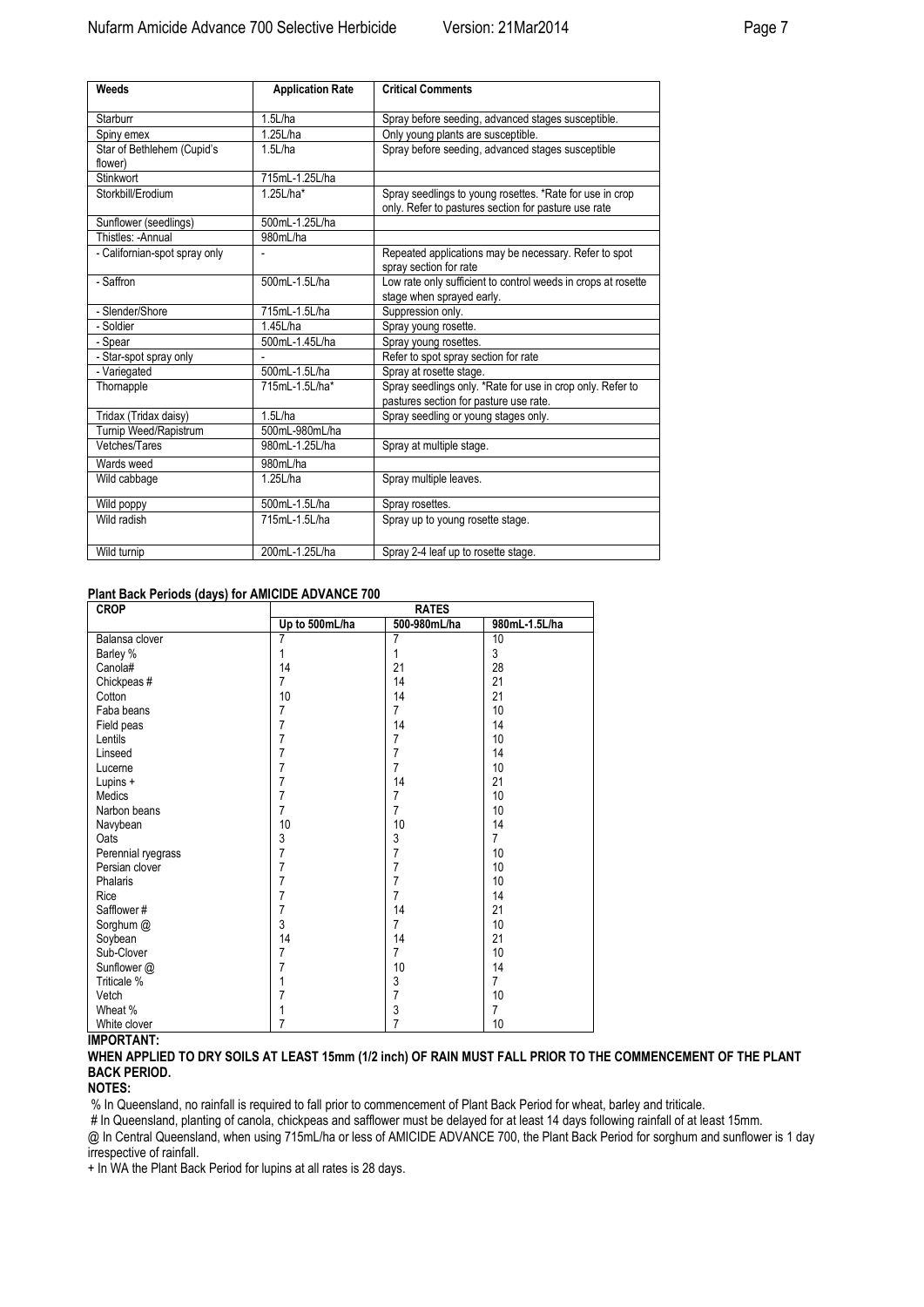| Weeds | Application Rate | Critical Comments |
|---|---|---|
| Starburr | 1.5L/ha | Spray before seeding, advanced stages susceptible. |
| Spiny emex | 1.25L/ha | Only young plants are susceptible. |
| Star of Bethlehem (Cupid's flower) | 1.5L/ha | Spray before seeding, advanced stages susceptible |
| Stinkwort | 715mL-1.25L/ha | |
| Storkbill/Erodium | 1.25L/ha* | Spray seedlings to young rosettes. *Rate for use in crop only. Refer to pastures section for pasture use rate |
| Sunflower (seedlings) | 500mL-1.25L/ha | |
| Thistles: -Annual | 980mL/ha | |
| - Californian-spot spray only | - | Repeated applications may be necessary. Refer to spot spray section for rate |
| - Saffron | 500mL-1.5L/ha | Low rate only sufficient to control weeds in crops at rosette stage when sprayed early. |
| - Slender/Shore | 715mL-1.5L/ha | Suppression only. |
| - Soldier | 1.45L/ha | Spray young rosette. |
| - Spear | 500mL-1.45L/ha | Spray young rosettes. |
| - Star-spot spray only | - | Refer to spot spray section for rate |
| - Variegated | 500mL-1.5L/ha | Spray at rosette stage. |
| Thornapple | 715mL-1.5L/ha* | Spray seedlings only. *Rate for use in crop only. Refer to pastures section for pasture use rate. |
| Tridax (Tridax daisy) | 1.5L/ha | Spray seedling or young stages only. |
| Turnip Weed/Rapistrum | 500mL-980mL/ha | |
| Vetches/Tares | 980mL-1.25L/ha | Spray at multiple stage. |
| Wards weed | 980mL/ha | |
| Wild cabbage | 1.25L/ha | Spray multiple leaves. |
| Wild poppy | 500mL-1.5L/ha | Spray rosettes. |
| Wild radish | 715mL-1.5L/ha | Spray up to young rosette stage. |
| Wild turnip | 200mL-1.25L/ha | Spray 2-4 leaf up to rosette stage. |

**Plant Back Periods (days) for AMICIDE ADVANCE 700**

| CROP | RATES | | |
|---|---|---|---|
| | Up to 500mL/ha | 500-980mL/ha | 980mL-1.5L/ha |
| Balansa clover | 7 | 7 | 10 |
| Barley % | 1 | 1 | 3 |
| Canola# | 14 | 21 | 28 |
| Chickpeas # | 7 | 14 | 21 |
| Cotton | 10 | 14 | 21 |
| Faba beans | 7 | 7 | 10 |
| Field peas | 7 | 14 | 14 |
| Lentils | 7 | 7 | 10 |
| Linseed | 7 | 7 | 14 |
| Lucerne | 7 | 7 | 10 |
| Lupins + | 7 | 14 | 21 |
| Medics | 7 | 7 | 10 |
| Narbon beans | 7 | 7 | 10 |
| Navybean | 10 | 10 | 14 |
| Oats | 3 | 3 | 7 |
| Perennial ryegrass | 7 | 7 | 10 |
| Persian clover | 7 | 7 | 10 |
| Phalaris | 7 | 7 | 10 |
| Rice | 7 | 7 | 14 |
| Safflower # | 7 | 14 | 21 |
| Sorghum @ | 3 | 7 | 10 |
| Soybean | 14 | 14 | 21 |
| Sub-Clover | 7 | 7 | 10 |
| Sunflower @ | 7 | 10 | 14 |
| Triticale % | 1 | 3 | 7 |
| Vetch | 7 | 7 | 10 |
| Wheat % | 1 | 3 | 7 |
| White clover | 7 | 7 | 10 |

**IMPORTANT:**

**WHEN APPLIED TO DRY SOILS AT LEAST 15mm (1/2 inch) OF RAIN MUST FALL PRIOR TO THE COMMENCEMENT OF THE PLANT BACK PERIOD.**

**NOTES:**

% In Queensland, no rainfall is required to fall prior to commencement of Plant Back Period for wheat, barley and triticale.

# In Queensland, planting of canola, chickpeas and safflower must be delayed for at least 14 days following rainfall of at least 15mm.

@ In Central Queensland, when using 715mL/ha or less of AMICIDE ADVANCE 700, the Plant Back Period for sorghum and sunflower is 1 day irrespective of rainfall.

+ In WA the Plant Back Period for lupins at all rates is 28 days.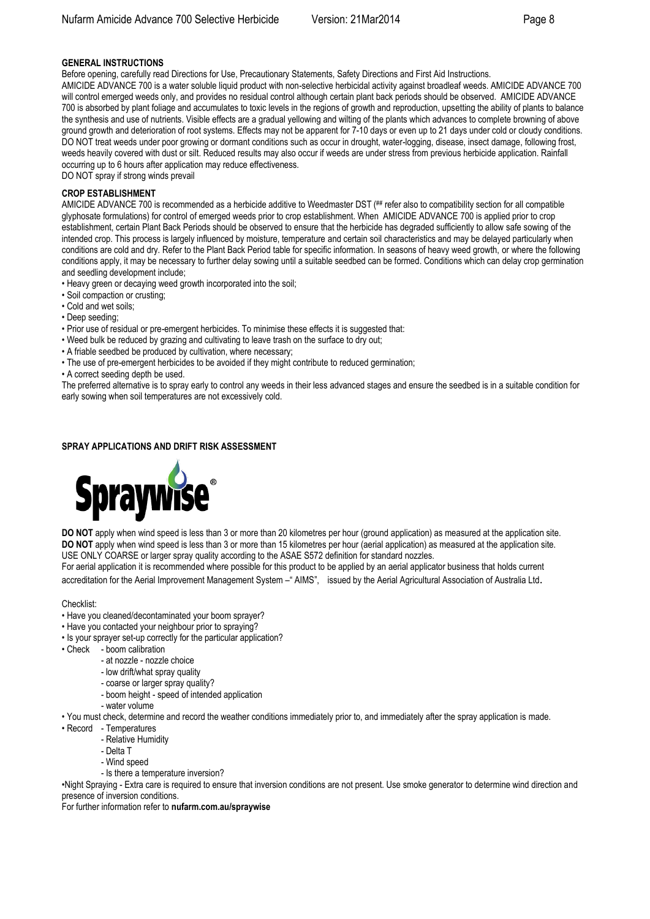## GENERAL INSTRUCTIONS

Before opening, carefully read Directions for Use, Precautionary Statements, Safety Directions and First Aid Instructions.

AMICIDE ADVANCE 700 is a water soluble liquid product with non-selective herbicidal activity against broadleaf weeds. AMICIDE ADVANCE 700 will control emerged weeds only, and provides no residual control although certain plant back periods should be observed. AMICIDE ADVANCE 700 is absorbed by plant foliage and accumulates to toxic levels in the regions of growth and reproduction, upsetting the ability of plants to balance the synthesis and use of nutrients. Visible effects are a gradual yellowing and wilting of the plants which advances to complete browning of above ground growth and deterioration of root systems. Effects may not be apparent for 7-10 days or even up to 21 days under cold or cloudy conditions. DO NOT treat weeds under poor growing or dormant conditions such as occur in drought, water-logging, disease, insect damage, following frost, weeds heavily covered with dust or silt. Reduced results may also occur if weeds are under stress from previous herbicide application. Rainfall occurring up to 6 hours after application may reduce effectiveness.

DO NOT spray if strong winds prevail

## CROP ESTABLISHMENT

AMICIDE ADVANCE 700 is recommended as a herbicide additive to Weedmaster DST (## refer also to compatibility section for all compatible glyphosate formulations) for control of emerged weeds prior to crop establishment. When AMICIDE ADVANCE 700 is applied prior to crop establishment, certain Plant Back Periods should be observed to ensure that the herbicide has degraded sufficiently to allow safe sowing of the intended crop. This process is largely influenced by moisture, temperature and certain soil characteristics and may be delayed particularly when conditions are cold and dry. Refer to the Plant Back Period table for specific information. In seasons of heavy weed growth, or where the following conditions apply, it may be necessary to further delay sowing until a suitable seedbed can be formed. Conditions which can delay crop germination and seedling development include;

- Heavy green or decaying weed growth incorporated into the soil;
- Soil compaction or crusting;
- Cold and wet soils;
- Deep seeding;
- Prior use of residual or pre-emergent herbicides. To minimise these effects it is suggested that:
- Weed bulk be reduced by grazing and cultivating to leave trash on the surface to dry out;
- A friable seedbed be produced by cultivation, where necessary;
- The use of pre-emergent herbicides to be avoided if they might contribute to reduced germination;
- A correct seeding depth be used.

The preferred alternative is to spray early to control any weeds in their less advanced stages and ensure the seedbed is in a suitable condition for early sowing when soil temperatures are not excessively cold.

## SPRAY APPLICATIONS AND DRIFT RISK ASSESSMENT

Spraywise®

**DO NOT** apply when wind speed is less than 3 or more than 20 kilometres per hour (ground application) as measured at the application site.
**DO NOT** apply when wind speed is less than 3 or more than 15 kilometres per hour (aerial application) as measured at the application site.
USE ONLY COARSE or larger spray quality according to the ASAE S572 definition for standard nozzles.
For aerial application it is recommended where possible for this product to be applied by an aerial applicator business that holds current accreditation for the Aerial Improvement Management System –" AIMS", issued by the Aerial Agricultural Association of Australia Ltd.

Checklist:

- Have you cleaned/decontaminated your boom sprayer?
- Have you contacted your neighbour prior to spraying?
- Is your sprayer set-up correctly for the particular application?
- Check
  - boom calibration
  - at nozzle - nozzle choice
  - low drift/what spray quality
  - coarse or larger spray quality?
  - boom height - speed of intended application
  - water volume
- You must check, determine and record the weather conditions immediately prior to, and immediately after the spray application is made.
- Record
  - Temperatures
  - Relative Humidity
  - Delta T
  - Wind speed
  - Is there a temperature inversion?
- Night Spraying - Extra care is required to ensure that inversion conditions are not present. Use smoke generator to determine wind direction and presence of inversion conditions.

For further information refer to **nufarm.com.au/spraywise**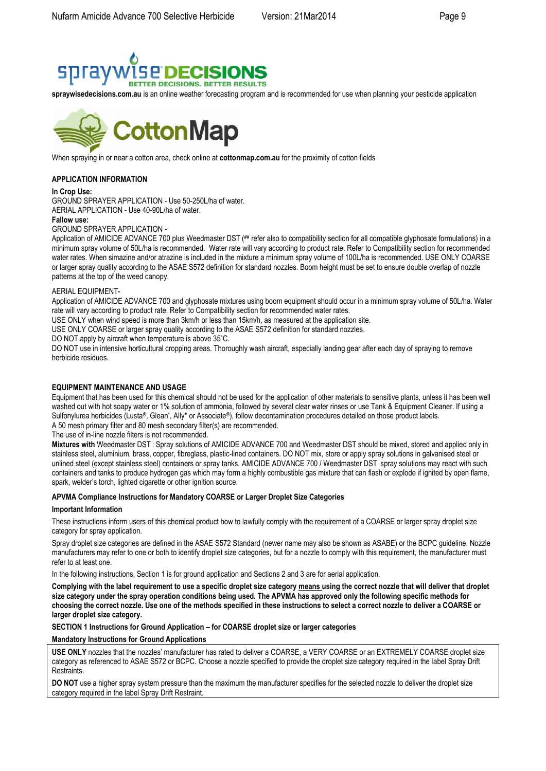**spraywisedecisions.com.au** is an online weather forecasting program and is recommended for use when planning your pesticide application

When spraying in or near a cotton area, check online at **cottonmap.com.au** for the proximity of cotton fields

**APPLICATION INFORMATION**

**In Crop Use:**

GROUND SPRAYER APPLICATION - Use 50-250L/ha of water.

AERIAL APPLICATION - Use 40-90L/ha of water.

**Fallow use:**

GROUND SPRAYER APPLICATION -

Application of AMICIDE ADVANCE 700 plus Weedmaster DST (## refer also to compatibility section for all compatible glyphosate formulations) in a minimum spray volume of 50L/ha is recommended. Water rate will vary according to product rate. Refer to Compatibility section for recommended water rates. When simazine and/or atrazine is included in the mixture a minimum spray volume of 100L/ha is recommended. USE ONLY COARSE or larger spray quality according to the ASAE S572 definition for standard nozzles. Boom height must be set to ensure double overlap of nozzle patterns at the top of the weed canopy.

AERIAL EQUIPMENT-

Application of AMICIDE ADVANCE 700 and glyphosate mixtures using boom equipment should occur in a minimum spray volume of 50L/ha. Water rate will vary according to product rate. Refer to Compatibility section for recommended water rates.

USE ONLY when wind speed is more than 3km/h or less than 15km/h, as measured at the application site.

USE ONLY COARSE or larger spray quality according to the ASAE S572 definition for standard nozzles.

DO NOT apply by aircraft when temperature is above 35˚C.

DO NOT use in intensive horticultural cropping areas. Thoroughly wash aircraft, especially landing gear after each day of spraying to remove herbicide residues.

**EQUIPMENT MAINTENANCE AND USAGE**

Equipment that has been used for this chemical should not be used for the application of other materials to sensitive plants, unless it has been well washed out with hot soapy water or 1% solution of ammonia, followed by several clear water rinses or use Tank & Equipment Cleaner. If using a Sulfonylurea herbicides (Lusta®, Glean*, Ally* or Associate®), follow decontamination procedures detailed on those product labels.

A 50 mesh primary filter and 80 mesh secondary filter(s) are recommended.

The use of in-line nozzle filters is not recommended.

**Mixtures with** Weedmaster DST : Spray solutions of AMICIDE ADVANCE 700 and Weedmaster DST should be mixed, stored and applied only in stainless steel, aluminium, brass, copper, fibreglass, plastic-lined containers. DO NOT mix, store or apply spray solutions in galvanised steel or unlined steel (except stainless steel) containers or spray tanks. AMICIDE ADVANCE 700 / Weedmaster DST spray solutions may react with such containers and tanks to produce hydrogen gas which may form a highly combustible gas mixture that can flash or explode if ignited by open flame, spark, welder's torch, lighted cigarette or other ignition source.

**APVMA Compliance Instructions for Mandatory COARSE or Larger Droplet Size Categories**

**Important Information**

These instructions inform users of this chemical product how to lawfully comply with the requirement of a COARSE or larger spray droplet size category for spray application.

Spray droplet size categories are defined in the ASAE S572 Standard (newer name may also be shown as ASABE) or the BCPC guideline. Nozzle manufacturers may refer to one or both to identify droplet size categories, but for a nozzle to comply with this requirement, the manufacturer must refer to at least one.

In the following instructions, Section 1 is for ground application and Sections 2 and 3 are for aerial application.

**Complying with the label requirement to use a specific droplet size category <u>means</u> using the correct nozzle that will deliver that droplet size category under the spray operation conditions being used. The APVMA has approved only the following specific methods for choosing the correct nozzle. Use one of the methods specified in these instructions to select a correct nozzle to deliver a COARSE or larger droplet size category.**

**SECTION 1 Instructions for Ground Application – for COARSE droplet size or larger categories**

**Mandatory Instructions for Ground Applications**

**USE ONLY** nozzles that the nozzles' manufacturer has rated to deliver a COARSE, a VERY COARSE or an EXTREMELY COARSE droplet size category as referenced to ASAE S572 or BCPC. Choose a nozzle specified to provide the droplet size category required in the label Spray Drift Restraints.

**DO NOT** use a higher spray system pressure than the maximum the manufacturer specifies for the selected nozzle to deliver the droplet size category required in the label Spray Drift Restraint.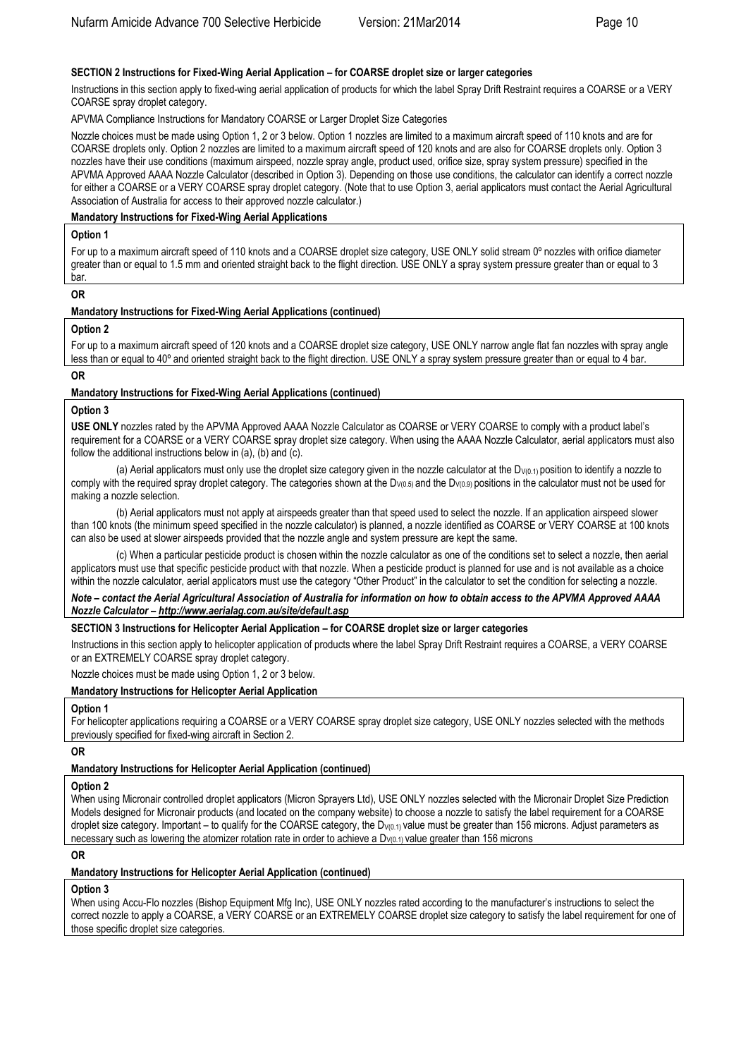**SECTION 2 Instructions for Fixed-Wing Aerial Application – for COARSE droplet size or larger categories**

Instructions in this section apply to fixed-wing aerial application of products for which the label Spray Drift Restraint requires a COARSE or a VERY COARSE spray droplet category.

APVMA Compliance Instructions for Mandatory COARSE or Larger Droplet Size Categories

Nozzle choices must be made using Option 1, 2 or 3 below. Option 1 nozzles are limited to a maximum aircraft speed of 110 knots and are for COARSE droplets only. Option 2 nozzles are limited to a maximum aircraft speed of 120 knots and are also for COARSE droplets only. Option 3 nozzles have their use conditions (maximum airspeed, nozzle spray angle, product used, orifice size, spray system pressure) specified in the APVMA Approved AAAA Nozzle Calculator (described in Option 3). Depending on those use conditions, the calculator can identify a correct nozzle for either a COARSE or a VERY COARSE spray droplet category. (Note that to use Option 3, aerial applicators must contact the Aerial Agricultural Association of Australia for access to their approved nozzle calculator.)

**Mandatory Instructions for Fixed-Wing Aerial Applications**

**Option 1**

For up to a maximum aircraft speed of 110 knots and a COARSE droplet size category, USE ONLY solid stream 0º nozzles with orifice diameter greater than or equal to 1.5 mm and oriented straight back to the flight direction. USE ONLY a spray system pressure greater than or equal to 3 bar.

**OR**

**Mandatory Instructions for Fixed-Wing Aerial Applications (continued)**

**Option 2**

For up to a maximum aircraft speed of 120 knots and a COARSE droplet size category, USE ONLY narrow angle flat fan nozzles with spray angle less than or equal to 40º and oriented straight back to the flight direction. USE ONLY a spray system pressure greater than or equal to 4 bar.

**OR**

**Mandatory Instructions for Fixed-Wing Aerial Applications (continued)**

**Option 3**

**USE ONLY** nozzles rated by the APVMA Approved AAAA Nozzle Calculator as COARSE or VERY COARSE to comply with a product label's requirement for a COARSE or a VERY COARSE spray droplet size category. When using the AAAA Nozzle Calculator, aerial applicators must also follow the additional instructions below in (a), (b) and (c).

(a) Aerial applicators must only use the droplet size category given in the nozzle calculator at the $D_{V(0.1)}$ position to identify a nozzle to comply with the required spray droplet category. The categories shown at the $D_{V(0.5)}$ and the $D_{V(0.9)}$ positions in the calculator must not be used for making a nozzle selection.

(b) Aerial applicators must not apply at airspeeds greater than that speed used to select the nozzle. If an application airspeed slower than 100 knots (the minimum speed specified in the nozzle calculator) is planned, a nozzle identified as COARSE or VERY COARSE at 100 knots can also be used at slower airspeeds provided that the nozzle angle and system pressure are kept the same.

(c) When a particular pesticide product is chosen within the nozzle calculator as one of the conditions set to select a nozzle, then aerial applicators must use that specific pesticide product with that nozzle. When a pesticide product is planned for use and is not available as a choice within the nozzle calculator, aerial applicators must use the category "Other Product" in the calculator to set the condition for selecting a nozzle.

***Note – contact the Aerial Agricultural Association of Australia for information on how to obtain access to the APVMA Approved AAAA Nozzle Calculator – http://www.aerialag.com.au/site/default.asp***

**SECTION 3 Instructions for Helicopter Aerial Application – for COARSE droplet size or larger categories**

Instructions in this section apply to helicopter application of products where the label Spray Drift Restraint requires a COARSE, a VERY COARSE or an EXTREMELY COARSE spray droplet category.

Nozzle choices must be made using Option 1, 2 or 3 below.

**Mandatory Instructions for Helicopter Aerial Application**

**Option 1**

For helicopter applications requiring a COARSE or a VERY COARSE spray droplet size category, USE ONLY nozzles selected with the methods previously specified for fixed-wing aircraft in Section 2.

**OR**

**Mandatory Instructions for Helicopter Aerial Application (continued)**

**Option 2**

When using Micronair controlled droplet applicators (Micron Sprayers Ltd), USE ONLY nozzles selected with the Micronair Droplet Size Prediction Models designed for Micronair products (and located on the company website) to choose a nozzle to satisfy the label requirement for a COARSE droplet size category. Important – to qualify for the COARSE category, the $D_{V(0.1)}$ value must be greater than 156 microns. Adjust parameters as necessary such as lowering the atomizer rotation rate in order to achieve a $D_{V(0.1)}$ value greater than 156 microns

**OR**

**Mandatory Instructions for Helicopter Aerial Application (continued)**

**Option 3**

When using Accu-Flo nozzles (Bishop Equipment Mfg Inc), USE ONLY nozzles rated according to the manufacturer's instructions to select the correct nozzle to apply a COARSE, a VERY COARSE or an EXTREMELY COARSE droplet size category to satisfy the label requirement for one of those specific droplet size categories.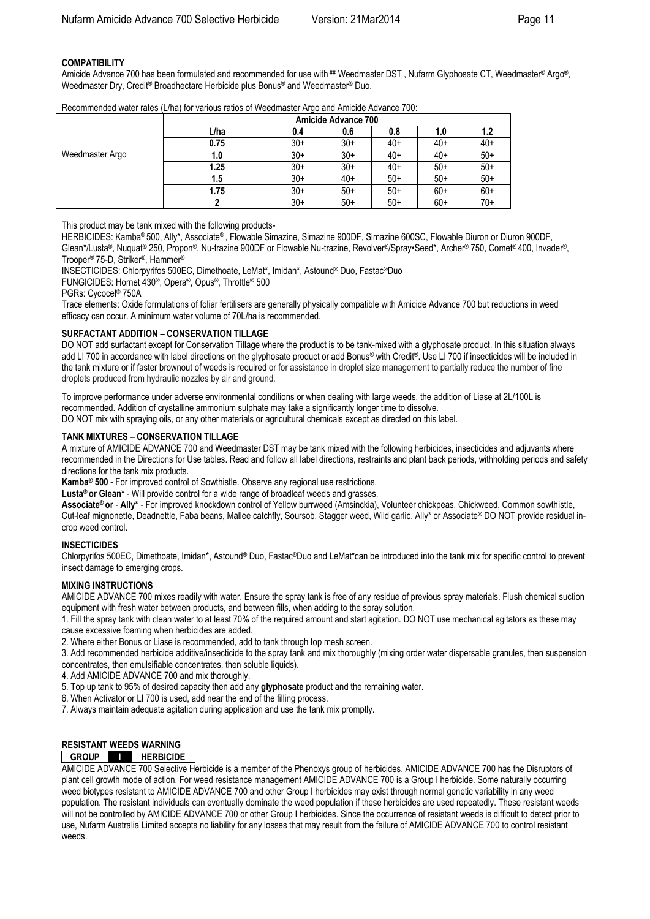## COMPATIBILITY

Amicide Advance 700 has been formulated and recommended for use with ## Weedmaster DST , Nufarm Glyphosate CT, Weedmaster® Argo®, Weedmaster Dry, Credit® Broadhectare Herbicide plus Bonus® and Weedmaster® Duo.

Recommended water rates (L/ha) for various ratios of Weedmaster Argo and Amicide Advance 700:

| | Amicide Advance 700 | | | | | |
|---|---|---|---|---|---|---|
| | **L/ha** | **0.4** | **0.6** | **0.8** | **1.0** | **1.2** |
| Weedmaster Argo | **0.75** | 30+ | 30+ | 40+ | 40+ | 40+ |
| | **1.0** | 30+ | 30+ | 40+ | 40+ | 50+ |
| | **1.25** | 30+ | 30+ | 40+ | 50+ | 50+ |
| | **1.5** | 30+ | 40+ | 50+ | 50+ | 50+ |
| | **1.75** | 30+ | 50+ | 50+ | 60+ | 60+ |
| | **2** | 30+ | 50+ | 50+ | 60+ | 70+ |

This product may be tank mixed with the following products-

HERBICIDES: Kamba® 500, Ally*, Associate® , Flowable Simazine, Simazine 900DF, Simazine 600SC, Flowable Diuron or Diuron 900DF, Glean*/Lusta®, Nuquat® 250, Propon®, Nu-trazine 900DF or Flowable Nu-trazine, Revolver®/Spray•Seed*, Archer® 750, Comet® 400, Invader®, Trooper® 75-D, Striker®, Hammer®

INSECTICIDES: Chlorpyrifos 500EC, Dimethoate, LeMat*, Imidan*, Astound® Duo, Fastac®Duo

FUNGICIDES: Hornet 430®, Opera®, Opus®, Throttle® 500

PGRs: Cycocel® 750A

Trace elements: Oxide formulations of foliar fertilisers are generally physically compatible with Amicide Advance 700 but reductions in weed efficacy can occur. A minimum water volume of 70L/ha is recommended.

## SURFACTANT ADDITION – CONSERVATION TILLAGE

DO NOT add surfactant except for Conservation Tillage where the product is to be tank-mixed with a glyphosate product. In this situation always add LI 700 in accordance with label directions on the glyphosate product or add Bonus® with Credit®. Use LI 700 if insecticides will be included in the tank mixture or if faster brownout of weeds is required or for assistance in droplet size management to partially reduce the number of fine droplets produced from hydraulic nozzles by air and ground.

To improve performance under adverse environmental conditions or when dealing with large weeds, the addition of Liase at 2L/100L is recommended. Addition of crystalline ammonium sulphate may take a significantly longer time to dissolve.

DO NOT mix with spraying oils, or any other materials or agricultural chemicals except as directed on this label.

## TANK MIXTURES – CONSERVATION TILLAGE

A mixture of AMICIDE ADVANCE 700 and Weedmaster DST may be tank mixed with the following herbicides, insecticides and adjuvants where recommended in the Directions for Use tables. Read and follow all label directions, restraints and plant back periods, withholding periods and safety directions for the tank mix products.

**Kamba® 500** - For improved control of Sowthistle. Observe any regional use restrictions.

**Lusta® or Glean*** - Will provide control for a wide range of broadleaf weeds and grasses.

**Associate® or - Ally*** - For improved knockdown control of Yellow burrweed (Amsinckia), Volunteer chickpeas, Chickweed, Common sowthistle, Cut-leaf mignonette, Deadnettle, Faba beans, Mallee catchfly, Soursob, Stagger weed, Wild garlic. Ally* or Associate® DO NOT provide residual in-crop weed control.

## INSECTICIDES

Chlorpyrifos 500EC, Dimethoate, Imidan*, Astound® Duo, Fastac®Duo and LeMat*can be introduced into the tank mix for specific control to prevent insect damage to emerging crops.

## MIXING INSTRUCTIONS

AMICIDE ADVANCE 700 mixes readily with water. Ensure the spray tank is free of any residue of previous spray materials. Flush chemical suction equipment with fresh water between products, and between fills, when adding to the spray solution.

1. Fill the spray tank with clean water to at least 70% of the required amount and start agitation. DO NOT use mechanical agitators as these may cause excessive foaming when herbicides are added.
2. Where either Bonus or Liase is recommended, add to tank through top mesh screen.
3. Add recommended herbicide additive/insecticide to the spray tank and mix thoroughly (mixing order water dispersable granules, then suspension concentrates, then emulsifiable concentrates, then soluble liquids).
4. Add AMICIDE ADVANCE 700 and mix thoroughly.
5. Top up tank to 95% of desired capacity then add any **glyphosate** product and the remaining water.
6. When Activator or LI 700 is used, add near the end of the filling process.
7. Always maintain adequate agitation during application and use the tank mix promptly.

## RESISTANT WEEDS WARNING

| GROUP | I | HERBICIDE |
|---|---|---|

AMICIDE ADVANCE 700 Selective Herbicide is a member of the Phenoxys group of herbicides. AMICIDE ADVANCE 700 has the Disruptors of plant cell growth mode of action. For weed resistance management AMICIDE ADVANCE 700 is a Group I herbicide. Some naturally occurring weed biotypes resistant to AMICIDE ADVANCE 700 and other Group I herbicides may exist through normal genetic variability in any weed population. The resistant individuals can eventually dominate the weed population if these herbicides are used repeatedly. These resistant weeds will not be controlled by AMICIDE ADVANCE 700 or other Group I herbicides. Since the occurrence of resistant weeds is difficult to detect prior to use, Nufarm Australia Limited accepts no liability for any losses that may result from the failure of AMICIDE ADVANCE 700 to control resistant weeds.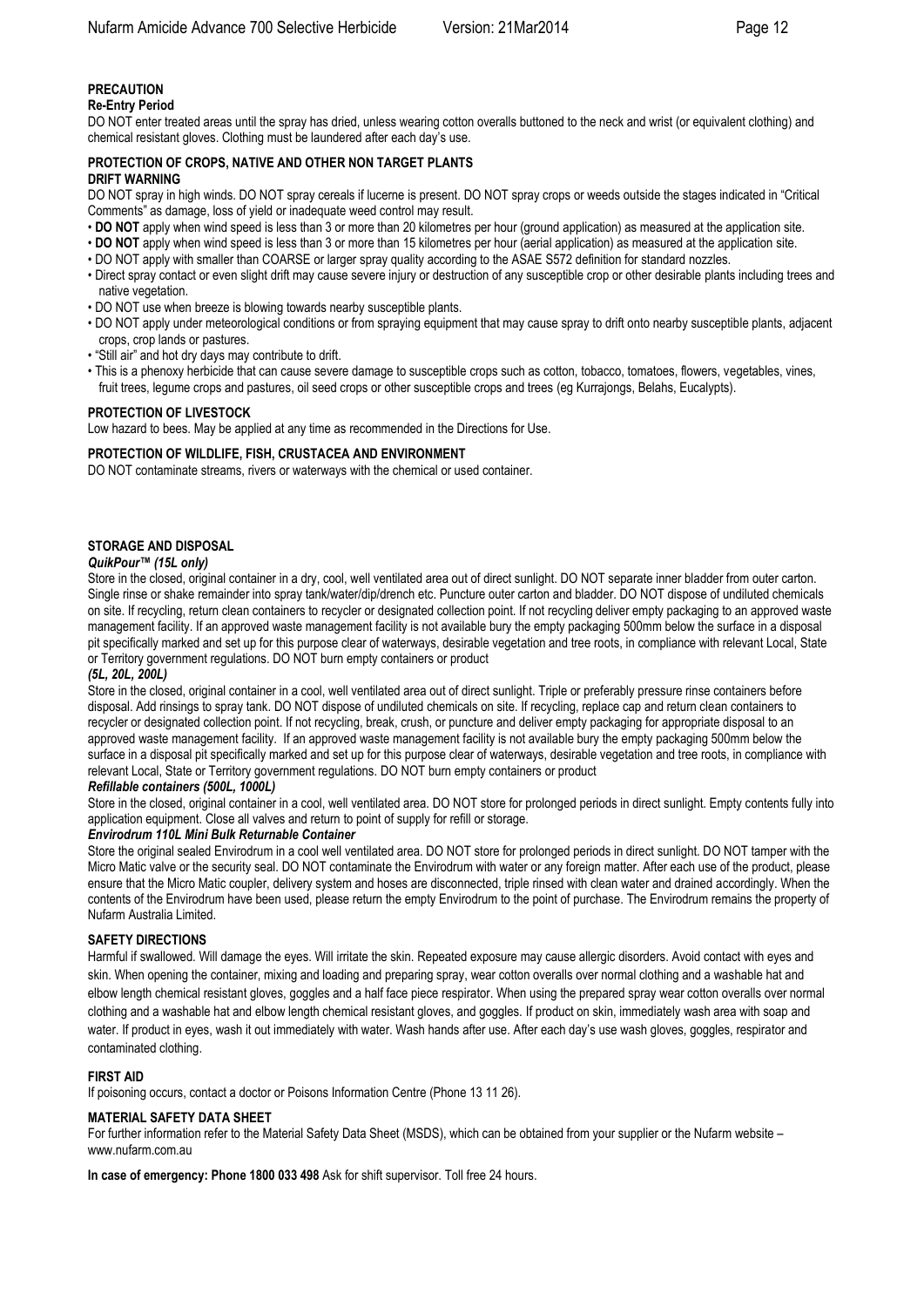## PRECAUTION

### Re-Entry Period

DO NOT enter treated areas until the spray has dried, unless wearing cotton overalls buttoned to the neck and wrist (or equivalent clothing) and chemical resistant gloves. Clothing must be laundered after each day's use.

## PROTECTION OF CROPS, NATIVE AND OTHER NON TARGET PLANTS

### DRIFT WARNING

DO NOT spray in high winds. DO NOT spray cereals if lucerne is present. DO NOT spray crops or weeds outside the stages indicated in "Critical Comments" as damage, loss of yield or inadequate weed control may result.

- **DO NOT** apply when wind speed is less than 3 or more than 20 kilometres per hour (ground application) as measured at the application site.
- **DO NOT** apply when wind speed is less than 3 or more than 15 kilometres per hour (aerial application) as measured at the application site.
- DO NOT apply with smaller than COARSE or larger spray quality according to the ASAE S572 definition for standard nozzles.
- Direct spray contact or even slight drift may cause severe injury or destruction of any susceptible crop or other desirable plants including trees and native vegetation.
- DO NOT use when breeze is blowing towards nearby susceptible plants.
- DO NOT apply under meteorological conditions or from spraying equipment that may cause spray to drift onto nearby susceptible plants, adjacent crops, crop lands or pastures.
- "Still air" and hot dry days may contribute to drift.
- This is a phenoxy herbicide that can cause severe damage to susceptible crops such as cotton, tobacco, tomatoes, flowers, vegetables, vines, fruit trees, legume crops and pastures, oil seed crops or other susceptible crops and trees (eg Kurrajongs, Belahs, Eucalypts).

## PROTECTION OF LIVESTOCK

Low hazard to bees. May be applied at any time as recommended in the Directions for Use.

## PROTECTION OF WILDLIFE, FISH, CRUSTACEA AND ENVIRONMENT

DO NOT contaminate streams, rivers or waterways with the chemical or used container.

## STORAGE AND DISPOSAL

***QuikPour™ (15L only)***

Store in the closed, original container in a dry, cool, well ventilated area out of direct sunlight. DO NOT separate inner bladder from outer carton. Single rinse or shake remainder into spray tank/water/dip/drench etc. Puncture outer carton and bladder. DO NOT dispose of undiluted chemicals on site. If recycling, return clean containers to recycler or designated collection point. If not recycling deliver empty packaging to an approved waste management facility. If an approved waste management facility is not available bury the empty packaging 500mm below the surface in a disposal pit specifically marked and set up for this purpose clear of waterways, desirable vegetation and tree roots, in compliance with relevant Local, State or Territory government regulations. DO NOT burn empty containers or product

***(5L, 20L, 200L)***

Store in the closed, original container in a cool, well ventilated area out of direct sunlight. Triple or preferably pressure rinse containers before disposal. Add rinsings to spray tank. DO NOT dispose of undiluted chemicals on site. If recycling, replace cap and return clean containers to recycler or designated collection point. If not recycling, break, crush, or puncture and deliver empty packaging for appropriate disposal to an approved waste management facility. If an approved waste management facility is not available bury the empty packaging 500mm below the surface in a disposal pit specifically marked and set up for this purpose clear of waterways, desirable vegetation and tree roots, in compliance with relevant Local, State or Territory government regulations. DO NOT burn empty containers or product

***Refillable containers (500L, 1000L)***

Store in the closed, original container in a cool, well ventilated area. DO NOT store for prolonged periods in direct sunlight. Empty contents fully into application equipment. Close all valves and return to point of supply for refill or storage.

***Envirodrum 110L Mini Bulk Returnable Container***

Store the original sealed Envirodrum in a cool well ventilated area. DO NOT store for prolonged periods in direct sunlight. DO NOT tamper with the Micro Matic valve or the security seal. DO NOT contaminate the Envirodrum with water or any foreign matter. After each use of the product, please ensure that the Micro Matic coupler, delivery system and hoses are disconnected, triple rinsed with clean water and drained accordingly. When the contents of the Envirodrum have been used, please return the empty Envirodrum to the point of purchase. The Envirodrum remains the property of Nufarm Australia Limited.

## SAFETY DIRECTIONS

Harmful if swallowed. Will damage the eyes. Will irritate the skin. Repeated exposure may cause allergic disorders. Avoid contact with eyes and skin. When opening the container, mixing and loading and preparing spray, wear cotton overalls over normal clothing and a washable hat and elbow length chemical resistant gloves, goggles and a half face piece respirator. When using the prepared spray wear cotton overalls over normal clothing and a washable hat and elbow length chemical resistant gloves, and goggles. If product on skin, immediately wash area with soap and water. If product in eyes, wash it out immediately with water. Wash hands after use. After each day's use wash gloves, goggles, respirator and contaminated clothing.

## FIRST AID

If poisoning occurs, contact a doctor or Poisons Information Centre (Phone 13 11 26).

## MATERIAL SAFETY DATA SHEET

For further information refer to the Material Safety Data Sheet (MSDS), which can be obtained from your supplier or the Nufarm website – www.nufarm.com.au

**In case of emergency: Phone 1800 033 498** Ask for shift supervisor. Toll free 24 hours.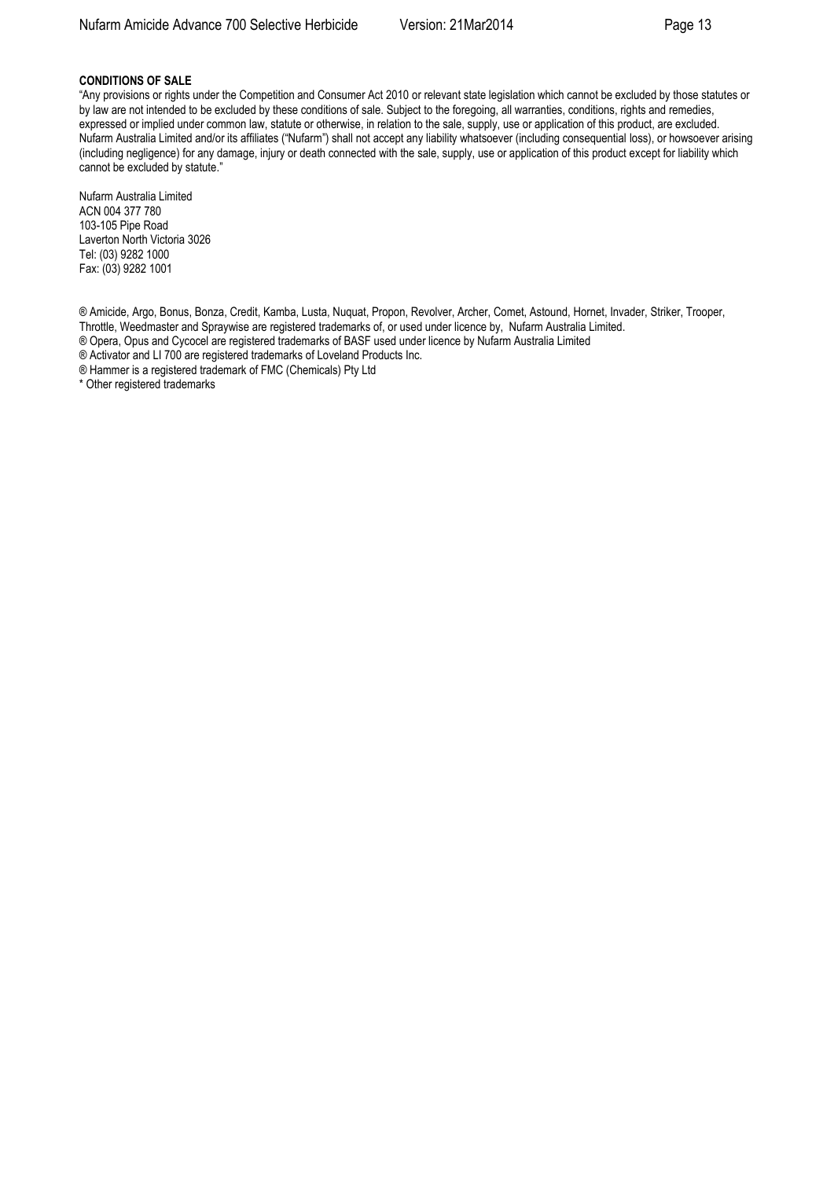**CONDITIONS OF SALE**

"Any provisions or rights under the Competition and Consumer Act 2010 or relevant state legislation which cannot be excluded by those statutes or by law are not intended to be excluded by these conditions of sale. Subject to the foregoing, all warranties, conditions, rights and remedies, expressed or implied under common law, statute or otherwise, in relation to the sale, supply, use or application of this product, are excluded. Nufarm Australia Limited and/or its affiliates ("Nufarm") shall not accept any liability whatsoever (including consequential loss), or howsoever arising (including negligence) for any damage, injury or death connected with the sale, supply, use or application of this product except for liability which cannot be excluded by statute."

Nufarm Australia Limited
ACN 004 377 780
103-105 Pipe Road
Laverton North Victoria 3026
Tel: (03) 9282 1000
Fax: (03) 9282 1001

® Amicide, Argo, Bonus, Bonza, Credit, Kamba, Lusta, Nuquat, Propon, Revolver, Archer, Comet, Astound, Hornet, Invader, Striker, Trooper, Throttle, Weedmaster and Spraywise are registered trademarks of, or used under licence by, Nufarm Australia Limited.
® Opera, Opus and Cycocel are registered trademarks of BASF used under licence by Nufarm Australia Limited
® Activator and LI 700 are registered trademarks of Loveland Products Inc.
® Hammer is a registered trademark of FMC (Chemicals) Pty Ltd
* Other registered trademarks